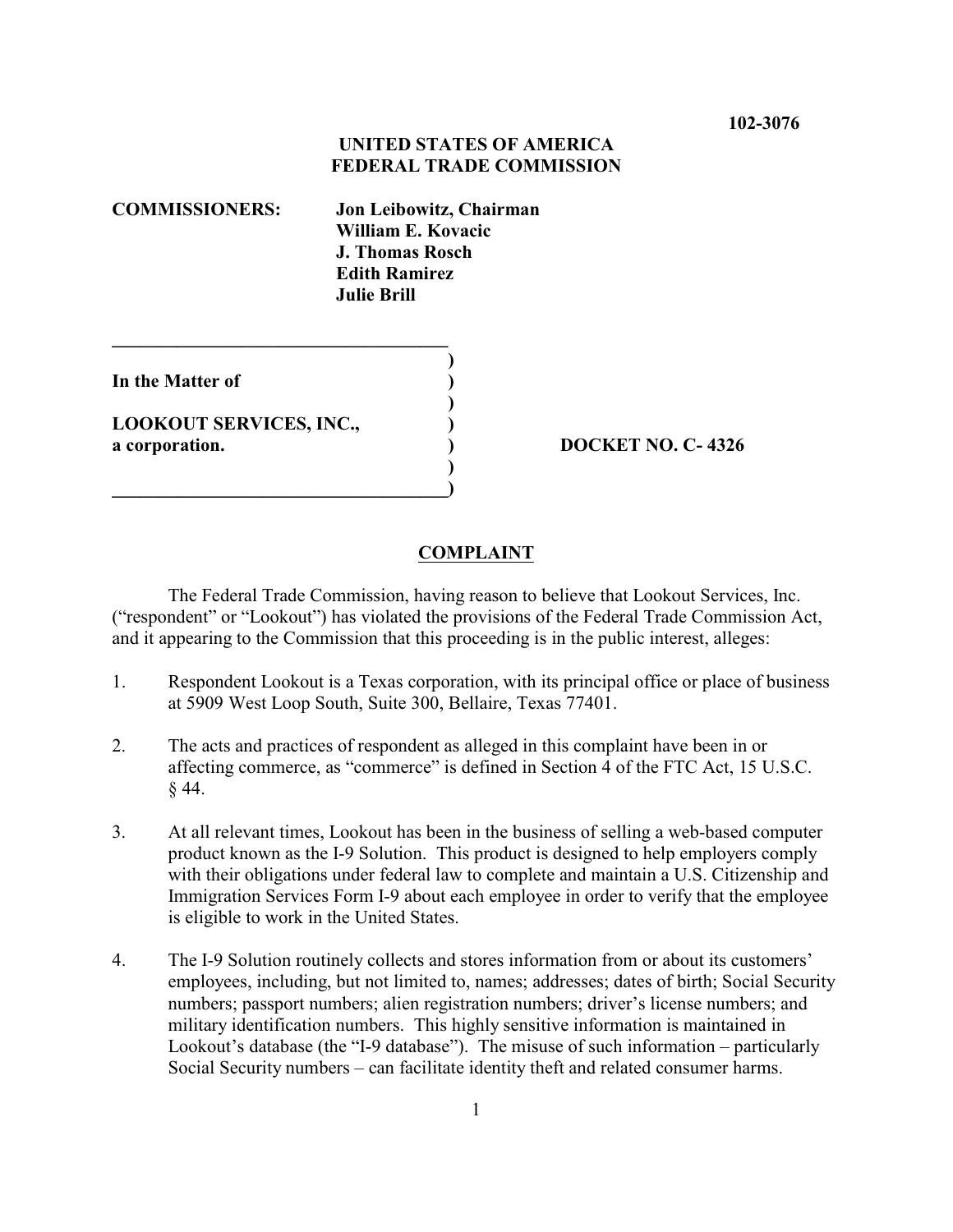102-3076

**UNITED STATES OF AMERICA**
**FEDERAL TRADE COMMISSION**

**COMMISSIONERS:** **Jon Leibowitz, Chairman**
**William E. Kovacic**
**J. Thomas Rosch**
**Edith Ramirez**
**Julie Brill**

**In the Matter of**

**LOOKOUT SERVICES, INC.,**
**a corporation.**

**DOCKET NO. C- 4326**

## COMPLAINT

The Federal Trade Commission, having reason to believe that Lookout Services, Inc. ("respondent" or "Lookout") has violated the provisions of the Federal Trade Commission Act, and it appearing to the Commission that this proceeding is in the public interest, alleges:

1. Respondent Lookout is a Texas corporation, with its principal office or place of business at 5909 West Loop South, Suite 300, Bellaire, Texas 77401.

2. The acts and practices of respondent as alleged in this complaint have been in or affecting commerce, as "commerce" is defined in Section 4 of the FTC Act, 15 U.S.C. § 44.

3. At all relevant times, Lookout has been in the business of selling a web-based computer product known as the I-9 Solution. This product is designed to help employers comply with their obligations under federal law to complete and maintain a U.S. Citizenship and Immigration Services Form I-9 about each employee in order to verify that the employee is eligible to work in the United States.

4. The I-9 Solution routinely collects and stores information from or about its customers' employees, including, but not limited to, names; addresses; dates of birth; Social Security numbers; passport numbers; alien registration numbers; driver's license numbers; and military identification numbers. This highly sensitive information is maintained in Lookout's database (the "I-9 database"). The misuse of such information – particularly Social Security numbers – can facilitate identity theft and related consumer harms.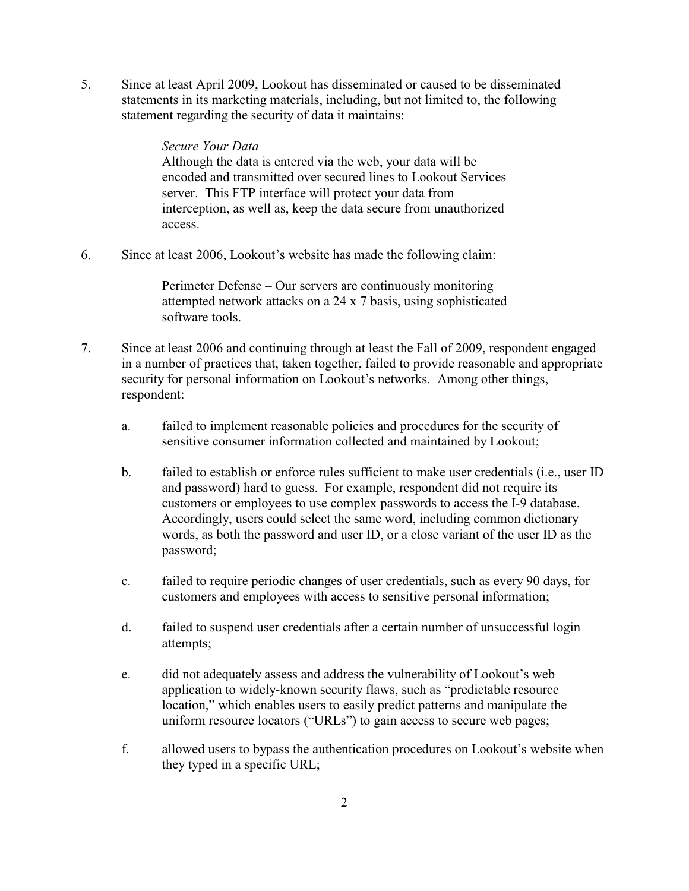5. Since at least April 2009, Lookout has disseminated or caused to be disseminated statements in its marketing materials, including, but not limited to, the following statement regarding the security of data it maintains:

   > *Secure Your Data*
   > Although the data is entered via the web, your data will be encoded and transmitted over secured lines to Lookout Services server. This FTP interface will protect your data from interception, as well as, keep the data secure from unauthorized access.

6. Since at least 2006, Lookout's website has made the following claim:

   > Perimeter Defense – Our servers are continuously monitoring attempted network attacks on a 24 x 7 basis, using sophisticated software tools.

7. Since at least 2006 and continuing through at least the Fall of 2009, respondent engaged in a number of practices that, taken together, failed to provide reasonable and appropriate security for personal information on Lookout's networks. Among other things, respondent:

   a. failed to implement reasonable policies and procedures for the security of sensitive consumer information collected and maintained by Lookout;

   b. failed to establish or enforce rules sufficient to make user credentials (i.e., user ID and password) hard to guess. For example, respondent did not require its customers or employees to use complex passwords to access the I-9 database. Accordingly, users could select the same word, including common dictionary words, as both the password and user ID, or a close variant of the user ID as the password;

   c. failed to require periodic changes of user credentials, such as every 90 days, for customers and employees with access to sensitive personal information;

   d. failed to suspend user credentials after a certain number of unsuccessful login attempts;

   e. did not adequately assess and address the vulnerability of Lookout's web application to widely-known security flaws, such as "predictable resource location," which enables users to easily predict patterns and manipulate the uniform resource locators ("URLs") to gain access to secure web pages;

   f. allowed users to bypass the authentication procedures on Lookout's website when they typed in a specific URL;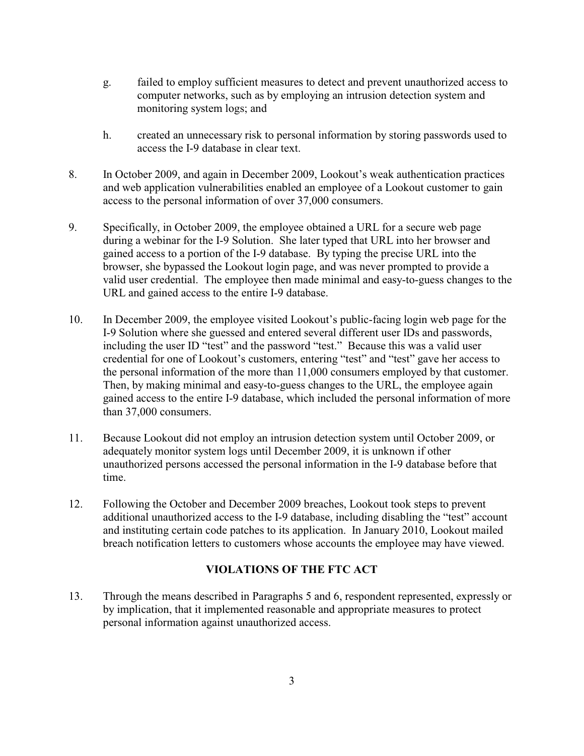g. failed to employ sufficient measures to detect and prevent unauthorized access to computer networks, such as by employing an intrusion detection system and monitoring system logs; and

h. created an unnecessary risk to personal information by storing passwords used to access the I-9 database in clear text.

8. In October 2009, and again in December 2009, Lookout's weak authentication practices and web application vulnerabilities enabled an employee of a Lookout customer to gain access to the personal information of over 37,000 consumers.

9. Specifically, in October 2009, the employee obtained a URL for a secure web page during a webinar for the I-9 Solution. She later typed that URL into her browser and gained access to a portion of the I-9 database. By typing the precise URL into the browser, she bypassed the Lookout login page, and was never prompted to provide a valid user credential. The employee then made minimal and easy-to-guess changes to the URL and gained access to the entire I-9 database.

10. In December 2009, the employee visited Lookout's public-facing login web page for the I-9 Solution where she guessed and entered several different user IDs and passwords, including the user ID "test" and the password "test." Because this was a valid user credential for one of Lookout's customers, entering "test" and "test" gave her access to the personal information of the more than 11,000 consumers employed by that customer. Then, by making minimal and easy-to-guess changes to the URL, the employee again gained access to the entire I-9 database, which included the personal information of more than 37,000 consumers.

11. Because Lookout did not employ an intrusion detection system until October 2009, or adequately monitor system logs until December 2009, it is unknown if other unauthorized persons accessed the personal information in the I-9 database before that time.

12. Following the October and December 2009 breaches, Lookout took steps to prevent additional unauthorized access to the I-9 database, including disabling the "test" account and instituting certain code patches to its application. In January 2010, Lookout mailed breach notification letters to customers whose accounts the employee may have viewed.

## VIOLATIONS OF THE FTC ACT

13. Through the means described in Paragraphs 5 and 6, respondent represented, expressly or by implication, that it implemented reasonable and appropriate measures to protect personal information against unauthorized access.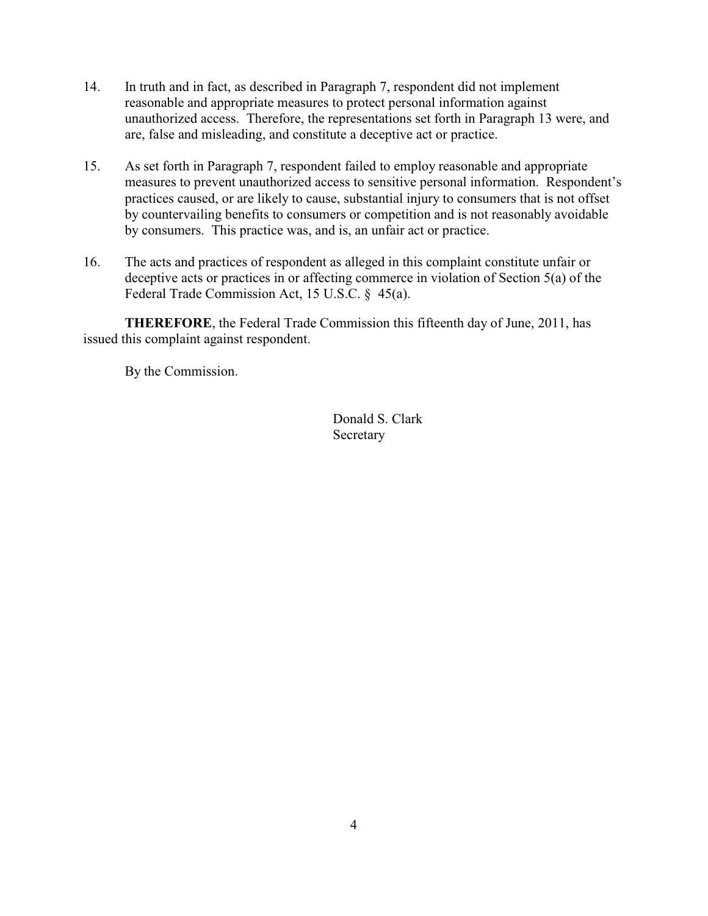14. In truth and in fact, as described in Paragraph 7, respondent did not implement reasonable and appropriate measures to protect personal information against unauthorized access. Therefore, the representations set forth in Paragraph 13 were, and are, false and misleading, and constitute a deceptive act or practice.

15. As set forth in Paragraph 7, respondent failed to employ reasonable and appropriate measures to prevent unauthorized access to sensitive personal information. Respondent's practices caused, or are likely to cause, substantial injury to consumers that is not offset by countervailing benefits to consumers or competition and is not reasonably avoidable by consumers. This practice was, and is, an unfair act or practice.

16. The acts and practices of respondent as alleged in this complaint constitute unfair or deceptive acts or practices in or affecting commerce in violation of Section 5(a) of the Federal Trade Commission Act, 15 U.S.C. § 45(a).

**THEREFORE**, the Federal Trade Commission this fifteenth day of June, 2011, has issued this complaint against respondent.

By the Commission.

Donald S. Clark
Secretary